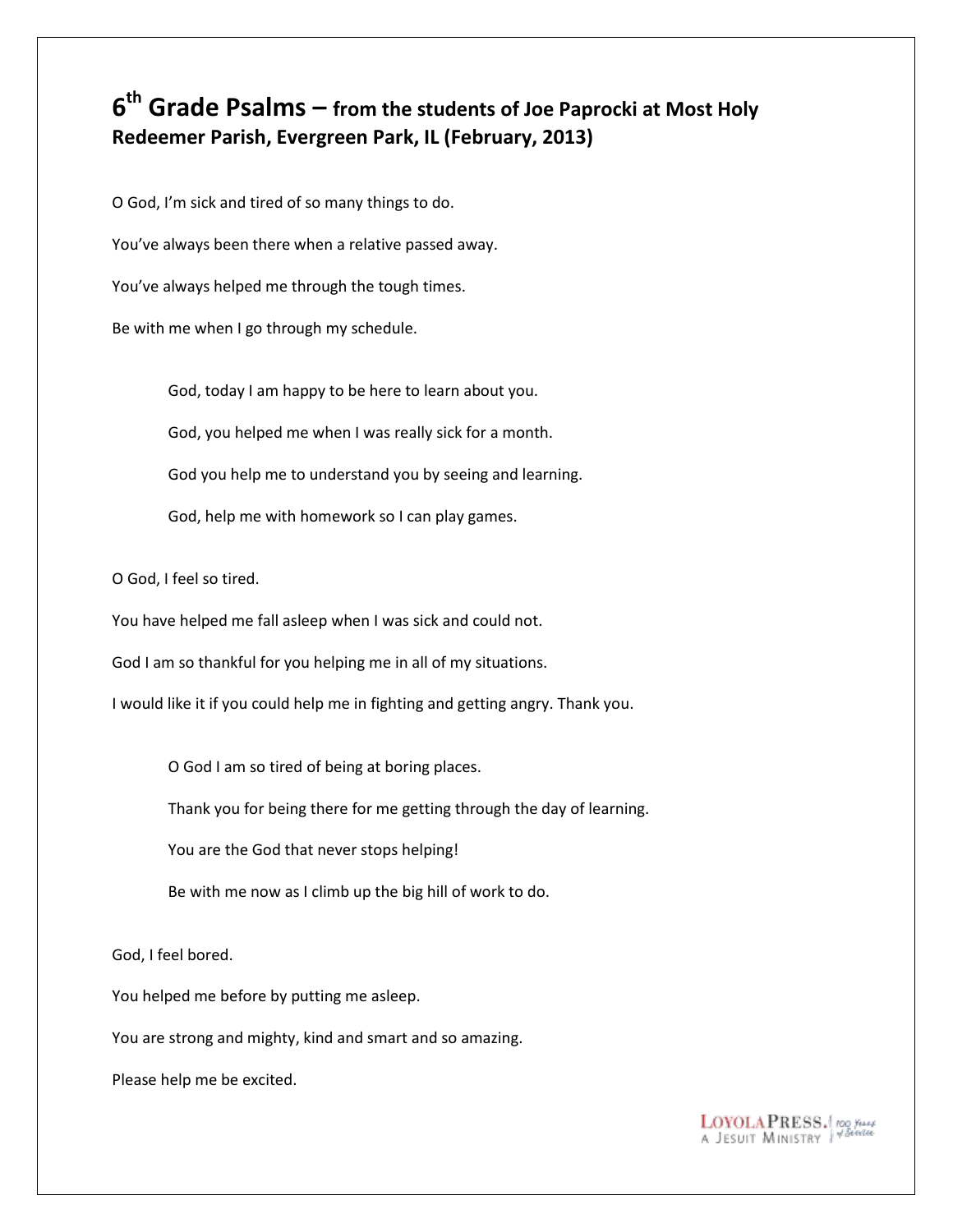# 6th Grade Psalms – from the students of Joe Paprocki at Most Holy Redeemer Parish, Evergreen Park, IL (February, 2013)

O God, I'm sick and tired of so many things to do.

You've always been there when a relative passed away.

You've always helped me through the tough times.

Be with me when I go through my schedule.

> God, today I am happy to be here to learn about you.
>
> God, you helped me when I was really sick for a month.
>
> God you help me to understand you by seeing and learning.
>
> God, help me with homework so I can play games.

O God, I feel so tired.

You have helped me fall asleep when I was sick and could not.

God I am so thankful for you helping me in all of my situations.

I would like it if you could help me in fighting and getting angry. Thank you.

> O God I am so tired of being at boring places.
>
> Thank you for being there for me getting through the day of learning.
>
> You are the God that never stops helping!
>
> Be with me now as I climb up the big hill of work to do.

God, I feel bored.

You helped me before by putting me asleep.

You are strong and mighty, kind and smart and so amazing.

Please help me be excited.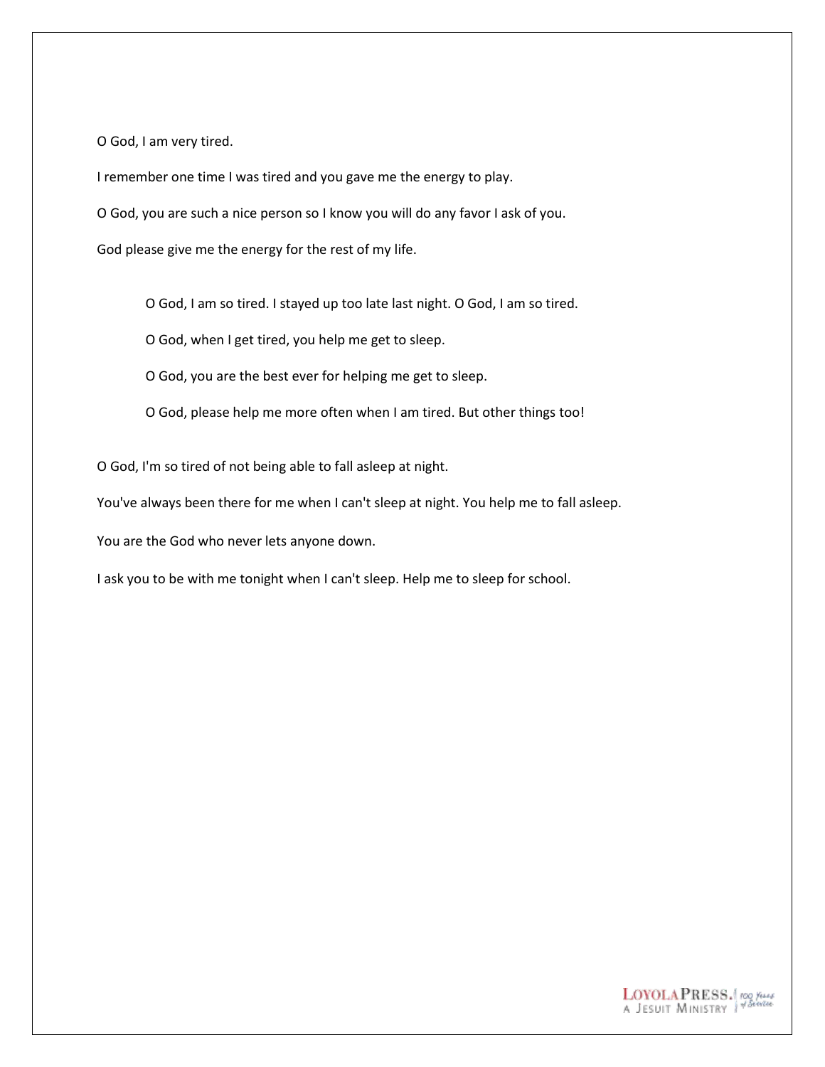O God, I am very tired.

I remember one time I was tired and you gave me the energy to play.

O God, you are such a nice person so I know you will do any favor I ask of you.

God please give me the energy for the rest of my life.

> O God, I am so tired. I stayed up too late last night. O God, I am so tired.
>
> O God, when I get tired, you help me get to sleep.
>
> O God, you are the best ever for helping me get to sleep.
>
> O God, please help me more often when I am tired. But other things too!

O God, I'm so tired of not being able to fall asleep at night.

You've always been there for me when I can't sleep at night. You help me to fall asleep.

You are the God who never lets anyone down.

I ask you to be with me tonight when I can't sleep. Help me to sleep for school.